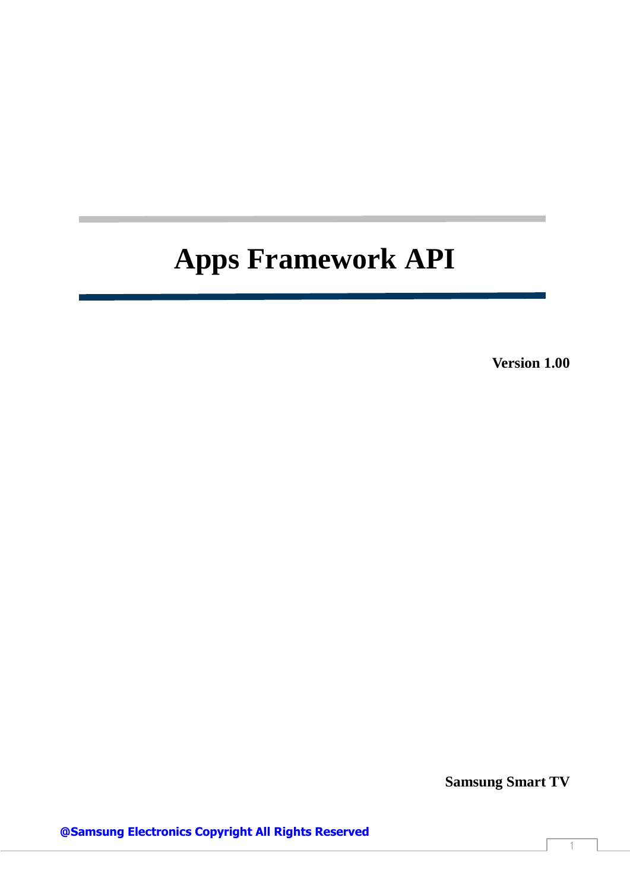# Apps Framework API

**Version 1.00**

**Samsung Smart TV**

**@Samsung Electronics Copyright All Rights Reserved**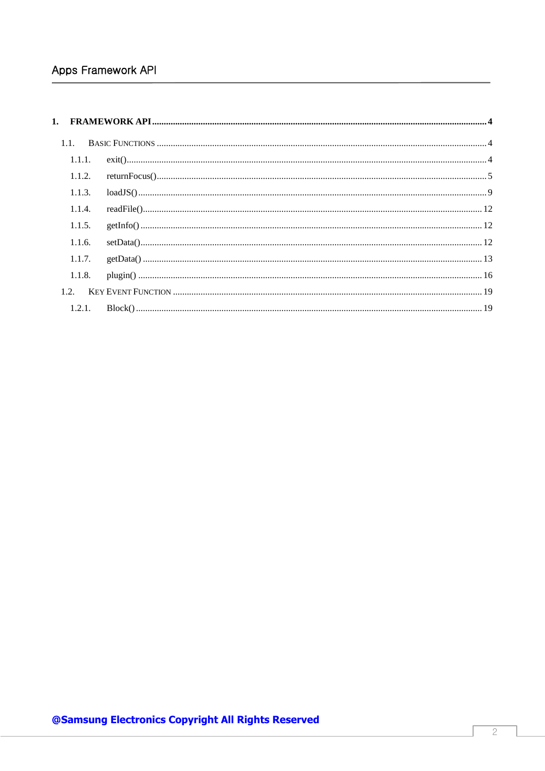1. **FRAMEWORK API** .......... **4**

1.1. BASIC FUNCTIONS .......... 4

1.1.1. exit() .......... 4

1.1.2. returnFocus() .......... 5

1.1.3. loadJS() .......... 9

1.1.4. readFile() .......... 12

1.1.5. getInfo() .......... 12

1.1.6. setData() .......... 12

1.1.7. getData() .......... 13

1.1.8. plugin() .......... 16

1.2. KEY EVENT FUNCTION .......... 19

1.2.1. Block() .......... 19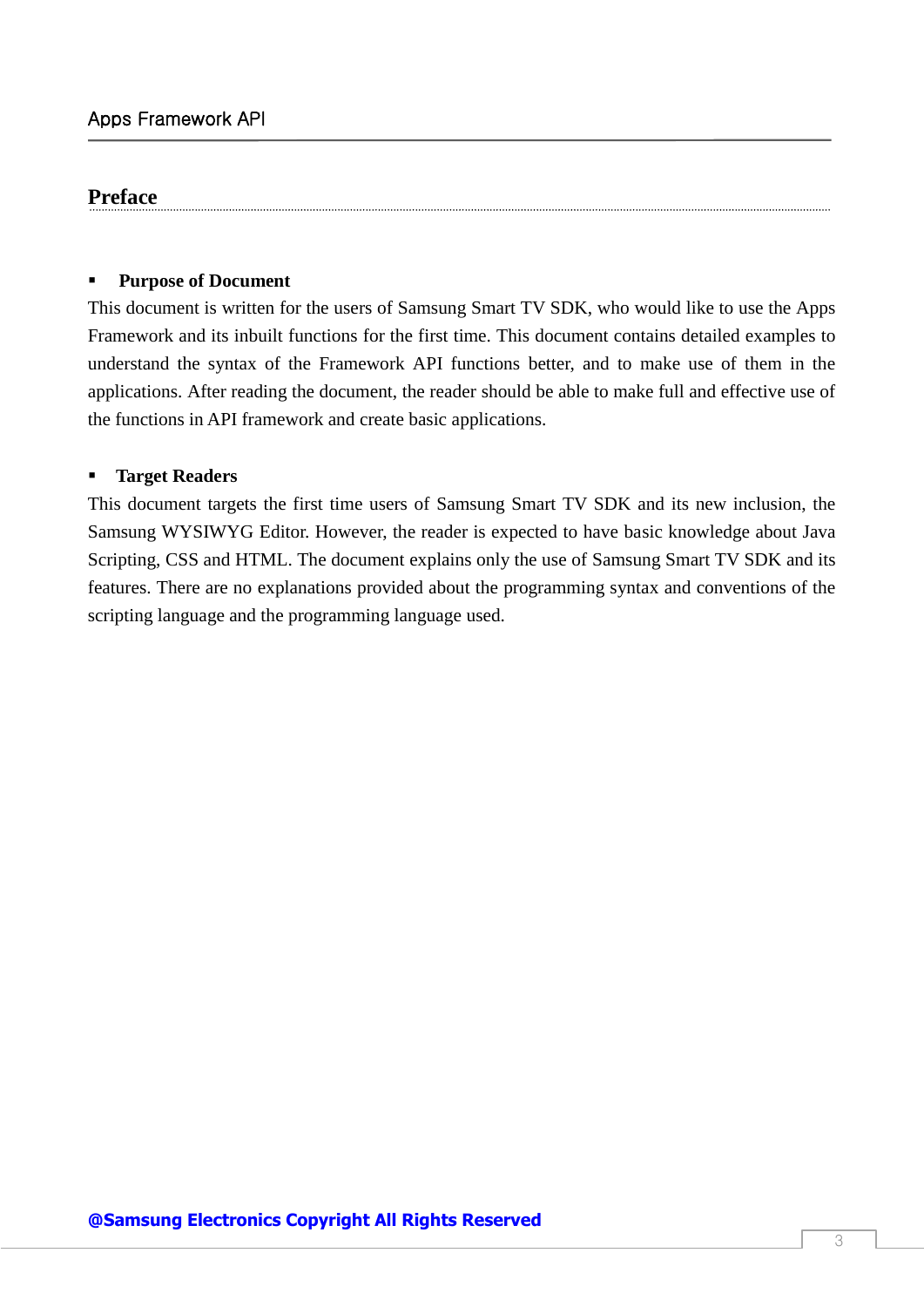# Preface

- **Purpose of Document**

This document is written for the users of Samsung Smart TV SDK, who would like to use the Apps Framework and its inbuilt functions for the first time. This document contains detailed examples to understand the syntax of the Framework API functions better, and to make use of them in the applications. After reading the document, the reader should be able to make full and effective use of the functions in API framework and create basic applications.

- **Target Readers**

This document targets the first time users of Samsung Smart TV SDK and its new inclusion, the Samsung WYSIWYG Editor. However, the reader is expected to have basic knowledge about Java Scripting, CSS and HTML. The document explains only the use of Samsung Smart TV SDK and its features. There are no explanations provided about the programming syntax and conventions of the scripting language and the programming language used.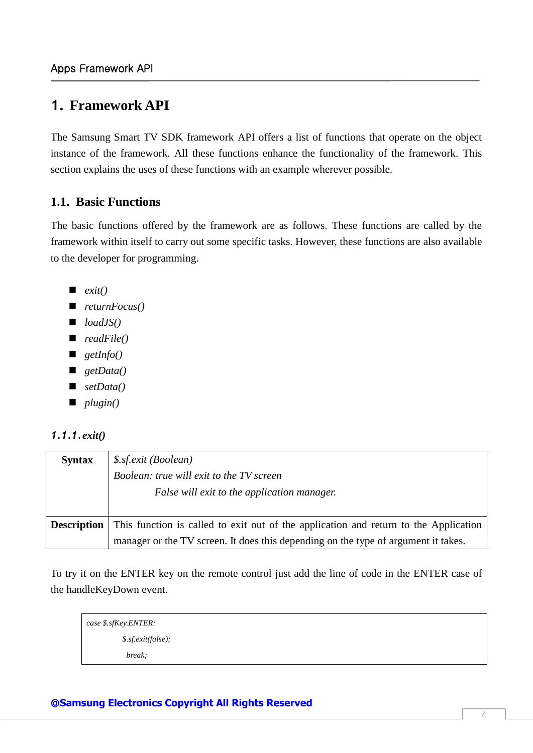# 1. Framework API

The Samsung Smart TV SDK framework API offers a list of functions that operate on the object instance of the framework. All these functions enhance the functionality of the framework. This section explains the uses of these functions with an example wherever possible.

## 1.1. Basic Functions

The basic functions offered by the framework are as follows. These functions are called by the framework within itself to carry out some specific tasks. However, these functions are also available to the developer for programming.

- *exit()*
- *returnFocus()*
- *loadJS()*
- *readFile()*
- *getInfo()*
- *getData()*
- *setData()*
- *plugin()*

### 1.1.1. exit()

| **Syntax** | *$.sf.exit (Boolean)*<br>*Boolean: true will exit to the TV screen*<br>*False will exit to the application manager.* |
|---|---|
| **Description** | This function is called to exit out of the application and return to the Application manager or the TV screen. It does this depending on the type of argument it takes. |

To try it on the ENTER key on the remote control just add the line of code in the ENTER case of the handleKeyDown event.

```
case $.sfKey.ENTER:
        $.sf.exit(false);
        break;
```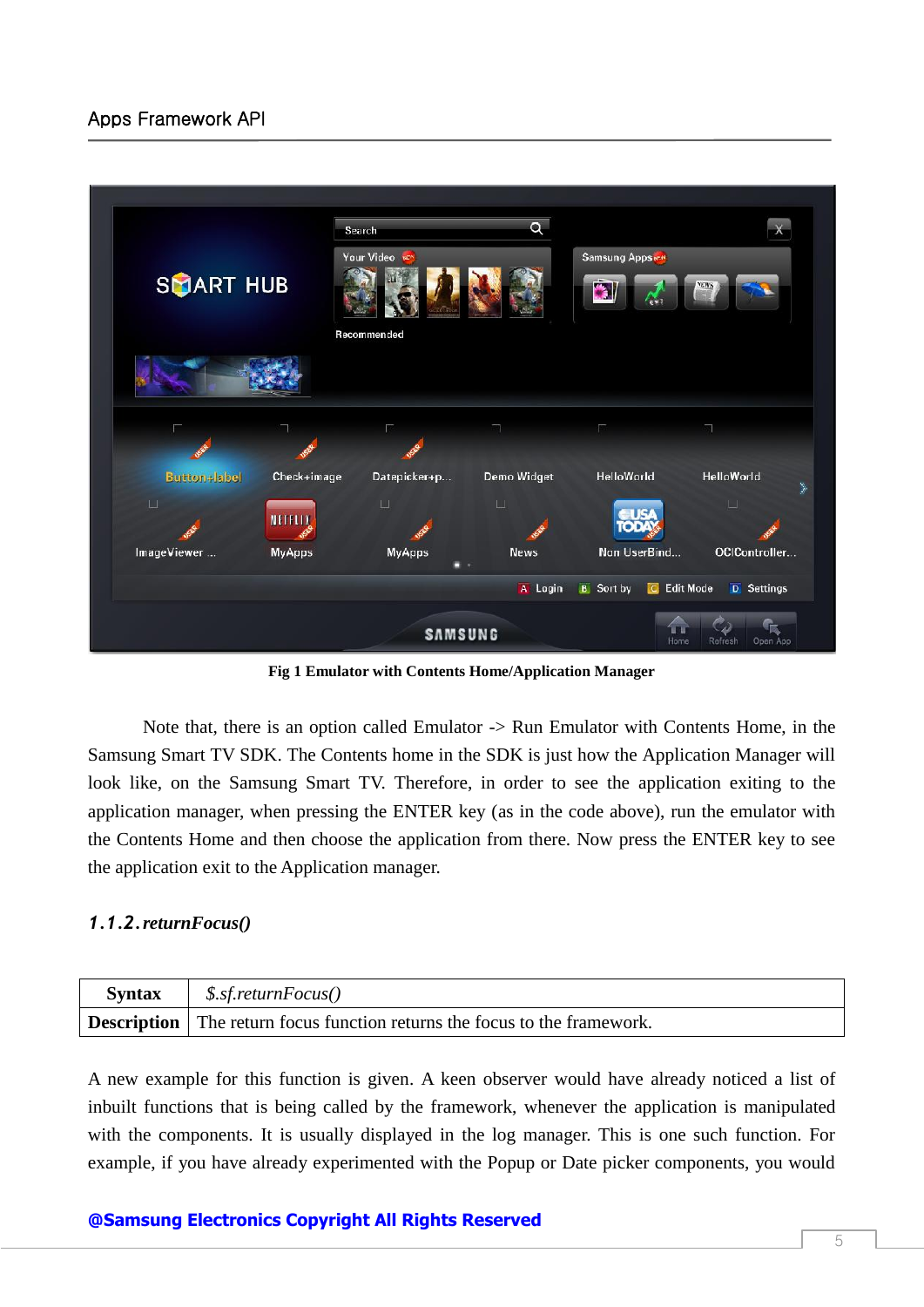**Fig 1 Emulator with Contents Home/Application Manager**

Note that, there is an option called Emulator -> Run Emulator with Contents Home, in the Samsung Smart TV SDK. The Contents home in the SDK is just how the Application Manager will look like, on the Samsung Smart TV. Therefore, in order to see the application exiting to the application manager, when pressing the ENTER key (as in the code above), run the emulator with the Contents Home and then choose the application from there. Now press the ENTER key to see the application exit to the Application manager.

### *1.1.2. returnFocus()*

| **Syntax** | *$.sf.returnFocus()* |
|---|---|
| **Description** | The return focus function returns the focus to the framework. |

A new example for this function is given. A keen observer would have already noticed a list of inbuilt functions that is being called by the framework, whenever the application is manipulated with the components. It is usually displayed in the log manager. This is one such function. For example, if you have already experimented with the Popup or Date picker components, you would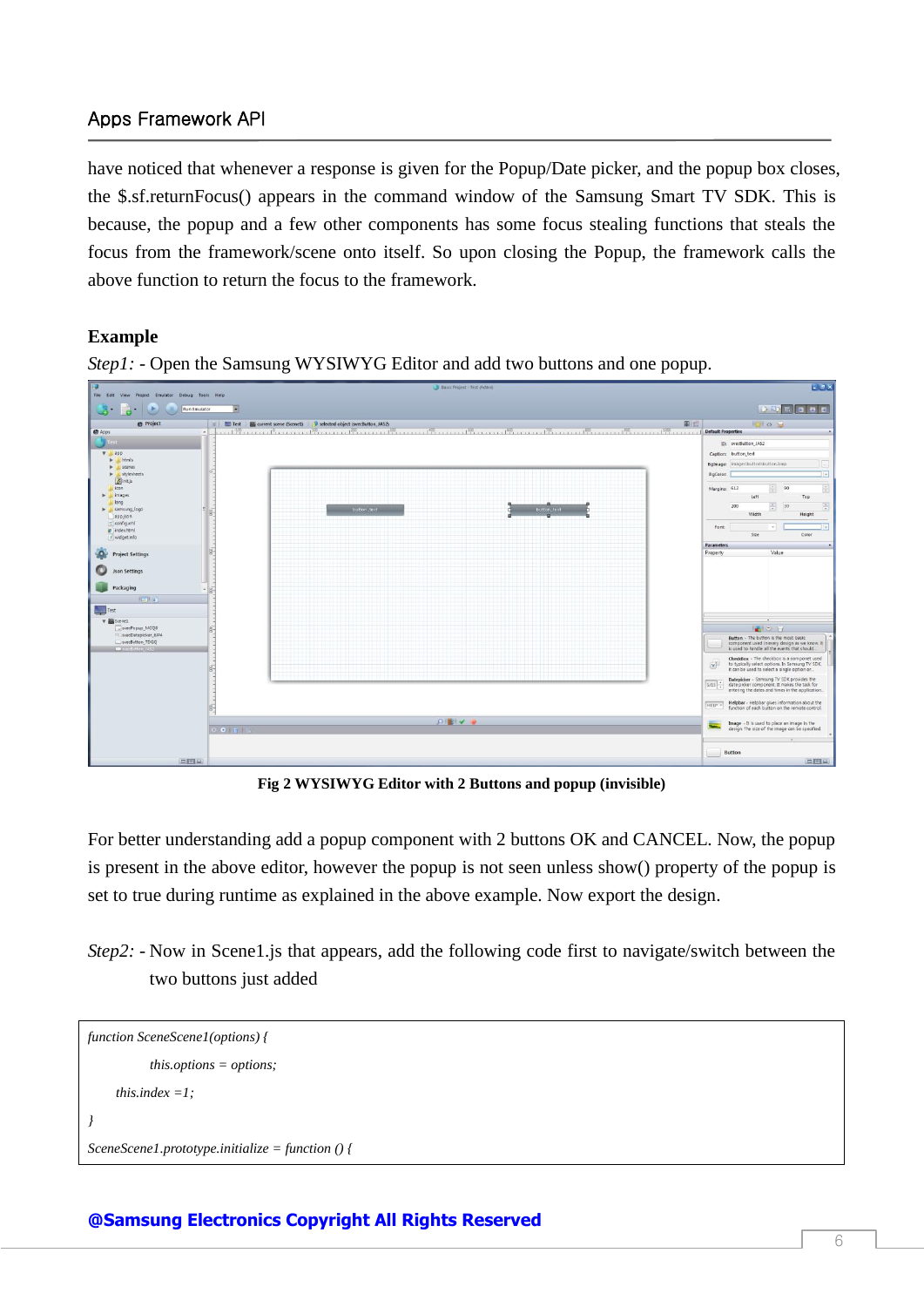have noticed that whenever a response is given for the Popup/Date picker, and the popup box closes, the $.sf.returnFocus() appears in the command window of the Samsung Smart TV SDK. This is because, the popup and a few other components has some focus stealing functions that steals the focus from the framework/scene onto itself. So upon closing the Popup, the framework calls the above function to return the focus to the framework.

**Example**

*Step1:* - Open the Samsung WYSIWYG Editor and add two buttons and one popup.

**Fig 2 WYSIWYG Editor with 2 Buttons and popup (invisible)**

For better understanding add a popup component with 2 buttons OK and CANCEL. Now, the popup is present in the above editor, however the popup is not seen unless show() property of the popup is set to true during runtime as explained in the above example. Now export the design.

*Step2:* - Now in Scene1.js that appears, add the following code first to navigate/switch between the two buttons just added

```
function SceneScene1(options) {
        this.options = options;
    this.index =1;
}
SceneScene1.prototype.initialize = function () {
```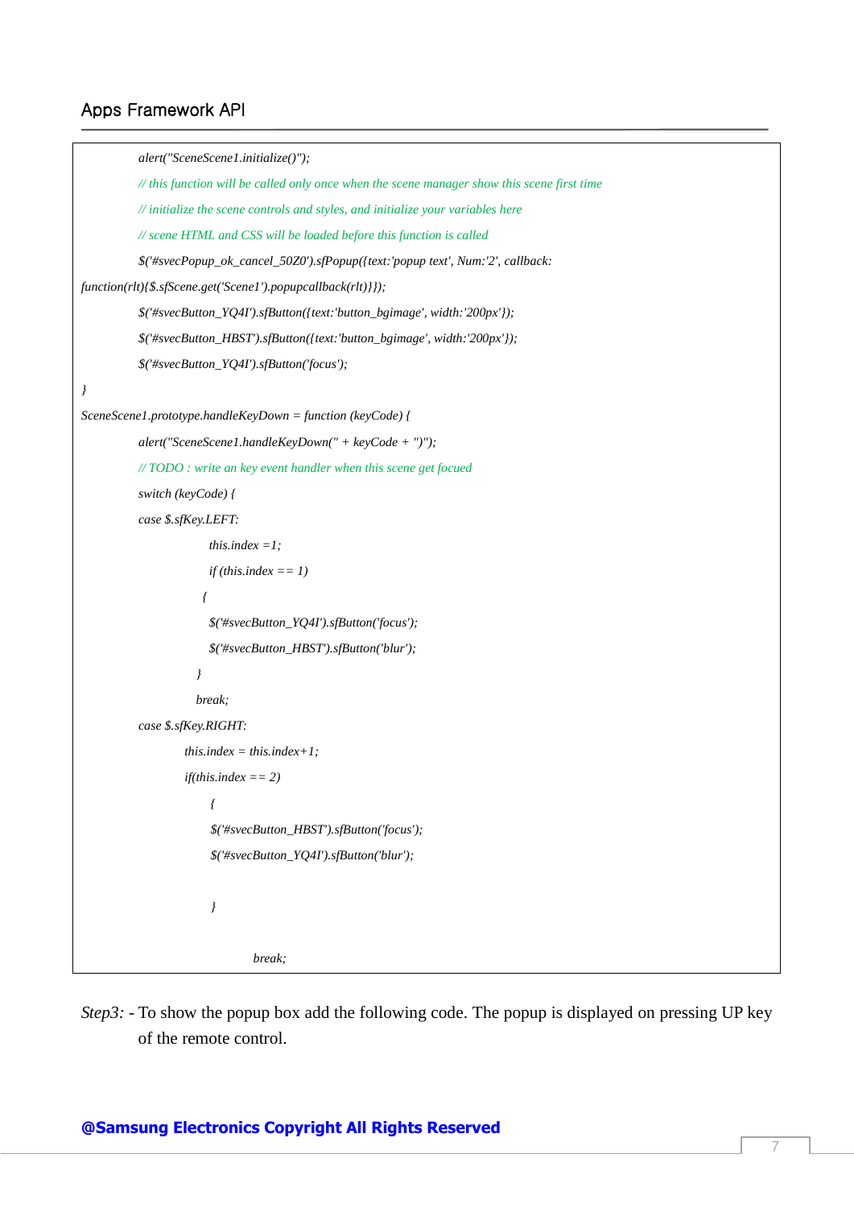```
            alert("SceneScene1.initialize()");
            // this function will be called only once when the scene manager show this scene first time
            // initialize the scene controls and styles, and initialize your variables here
            // scene HTML and CSS will be loaded before this function is called
            $('#svecPopup_ok_cancel_50Z0').sfPopup({text:'popup text', Num:'2', callback:
function(rlt){$.sfScene.get('Scene1').popupcallback(rlt)}});
            $('#svecButton_YQ4I').sfButton({text:'button_bgimage', width:'200px'});
            $('#svecButton_HBST').sfButton({text:'button_bgimage', width:'200px'});
            $('#svecButton_YQ4I').sfButton('focus');
}
SceneScene1.prototype.handleKeyDown = function (keyCode) {
            alert("SceneScene1.handleKeyDown(" + keyCode + ")");
            // TODO : write an key event handler when this scene get focued
            switch (keyCode) {
            case $.sfKey.LEFT:
                        this.index =1;
                        if (this.index == 1)
                       {
                        $('#svecButton_YQ4I').sfButton('focus');
                        $('#svecButton_HBST').sfButton('blur');
                      }
                      break;
            case $.sfKey.RIGHT:
                    this.index = this.index+1;
                    if(this.index == 2)
                        {
                        $('#svecButton_HBST').sfButton('focus');
                        $('#svecButton_YQ4I').sfButton('blur');


                        }

                                break;
```

*Step3:* - To show the popup box add the following code. The popup is displayed on pressing UP key of the remote control.

**@Samsung Electronics Copyright All Rights Reserved**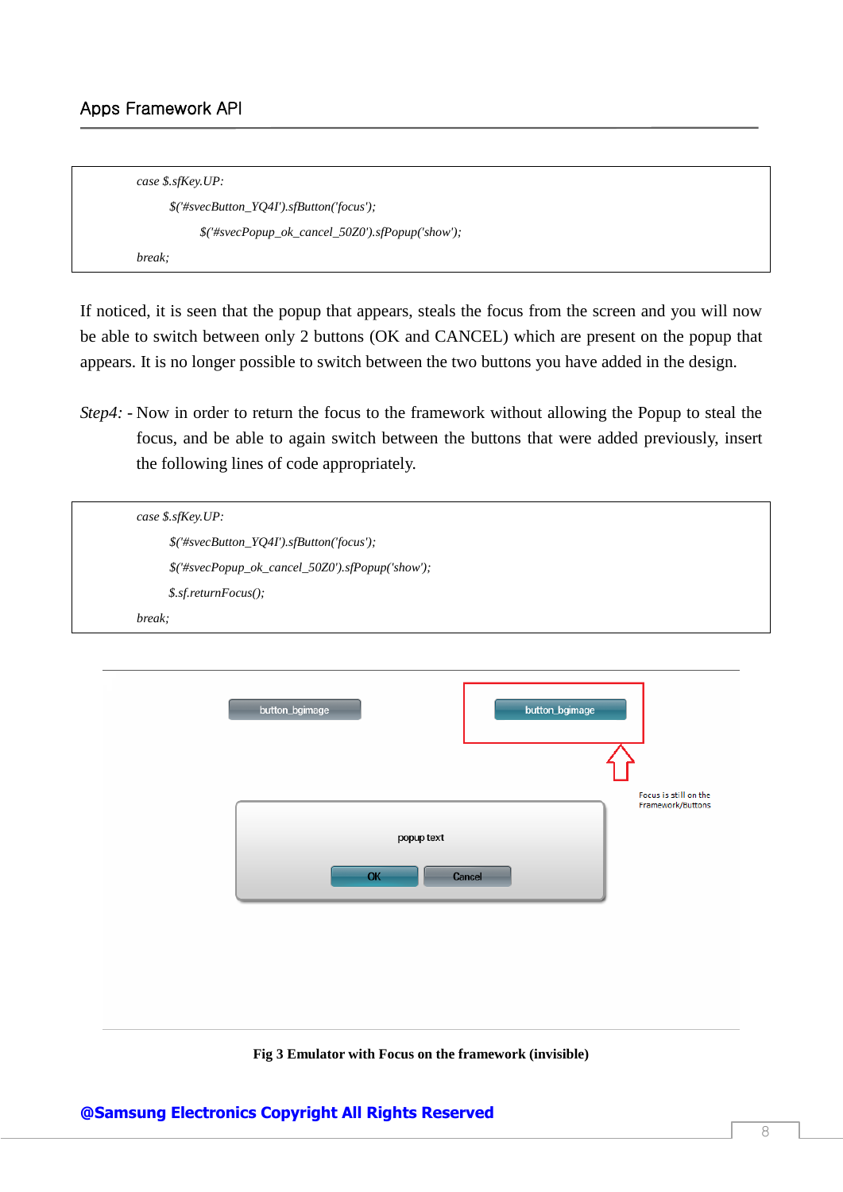```
case $.sfKey.UP:
     $('#svecButton_YQ4I').sfButton('focus');
          $('#svecPopup_ok_cancel_50Z0').sfPopup('show');
break;
```

If noticed, it is seen that the popup that appears, steals the focus from the screen and you will now be able to switch between only 2 buttons (OK and CANCEL) which are present on the popup that appears. It is no longer possible to switch between the two buttons you have added in the design.

*Step4:* - Now in order to return the focus to the framework without allowing the Popup to steal the focus, and be able to again switch between the buttons that were added previously, insert the following lines of code appropriately.

```
case $.sfKey.UP:
     $('#svecButton_YQ4I').sfButton('focus');
     $('#svecPopup_ok_cancel_50Z0').sfPopup('show');
     $.sf.returnFocus();
break;
```

button_bgimage    button_bgimage

Focus is still on the Framework/Buttons

popup text

OK    Cancel

**Fig 3 Emulator with Focus on the framework (invisible)**

**@Samsung Electronics Copyright All Rights Reserved**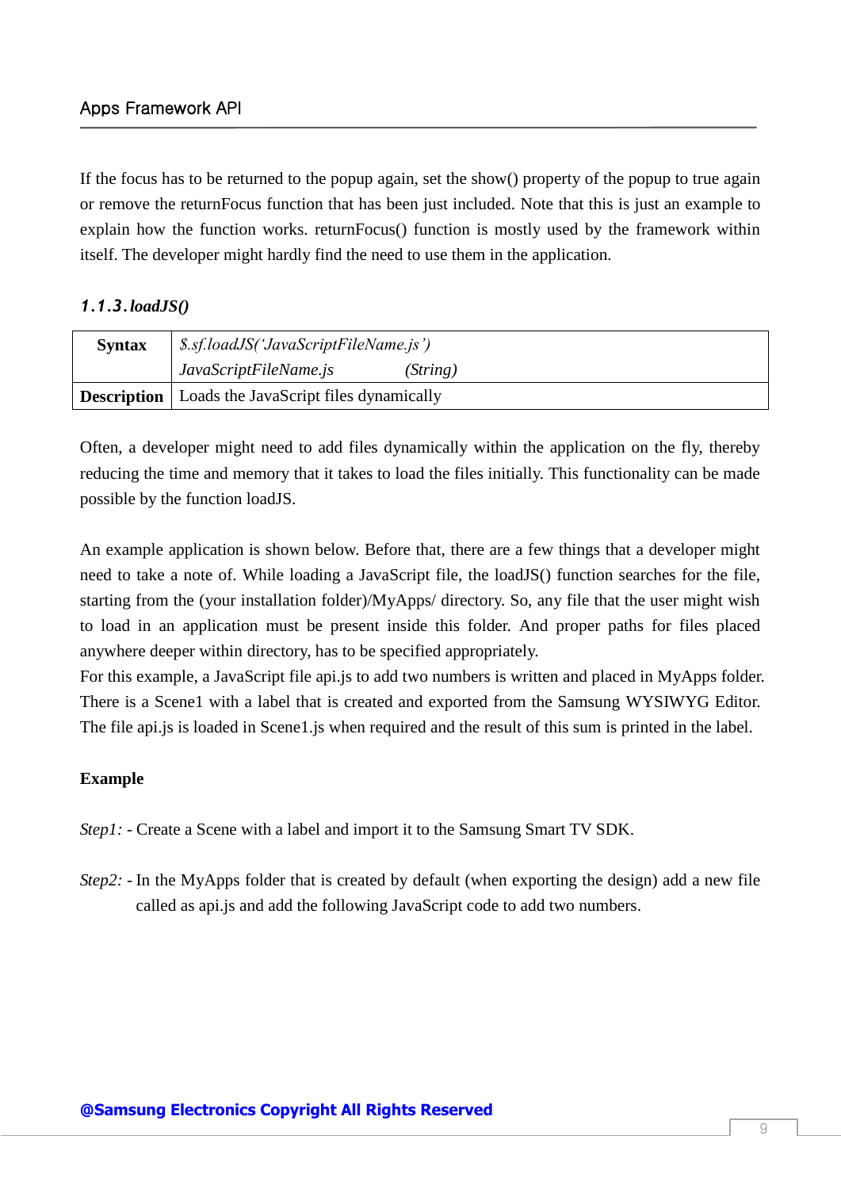If the focus has to be returned to the popup again, set the show() property of the popup to true again or remove the returnFocus function that has been just included. Note that this is just an example to explain how the function works. returnFocus() function is mostly used by the framework within itself. The developer might hardly find the need to use them in the application.

### *1.1.3. loadJS()*

| **Syntax** | *$.sf.loadJS('JavaScriptFileName.js')*<br>*JavaScriptFileName.js* *(String)* |
|---|---|
| **Description** | Loads the JavaScript files dynamically |

Often, a developer might need to add files dynamically within the application on the fly, thereby reducing the time and memory that it takes to load the files initially. This functionality can be made possible by the function loadJS.

An example application is shown below. Before that, there are a few things that a developer might need to take a note of. While loading a JavaScript file, the loadJS() function searches for the file, starting from the (your installation folder)/MyApps/ directory. So, any file that the user might wish to load in an application must be present inside this folder. And proper paths for files placed anywhere deeper within directory, has to be specified appropriately.
For this example, a JavaScript file api.js to add two numbers is written and placed in MyApps folder. There is a Scene1 with a label that is created and exported from the Samsung WYSIWYG Editor. The file api.js is loaded in Scene1.js when required and the result of this sum is printed in the label.

**Example**

*Step1:* - Create a Scene with a label and import it to the Samsung Smart TV SDK.

*Step2:* - In the MyApps folder that is created by default (when exporting the design) add a new file called as api.js and add the following JavaScript code to add two numbers.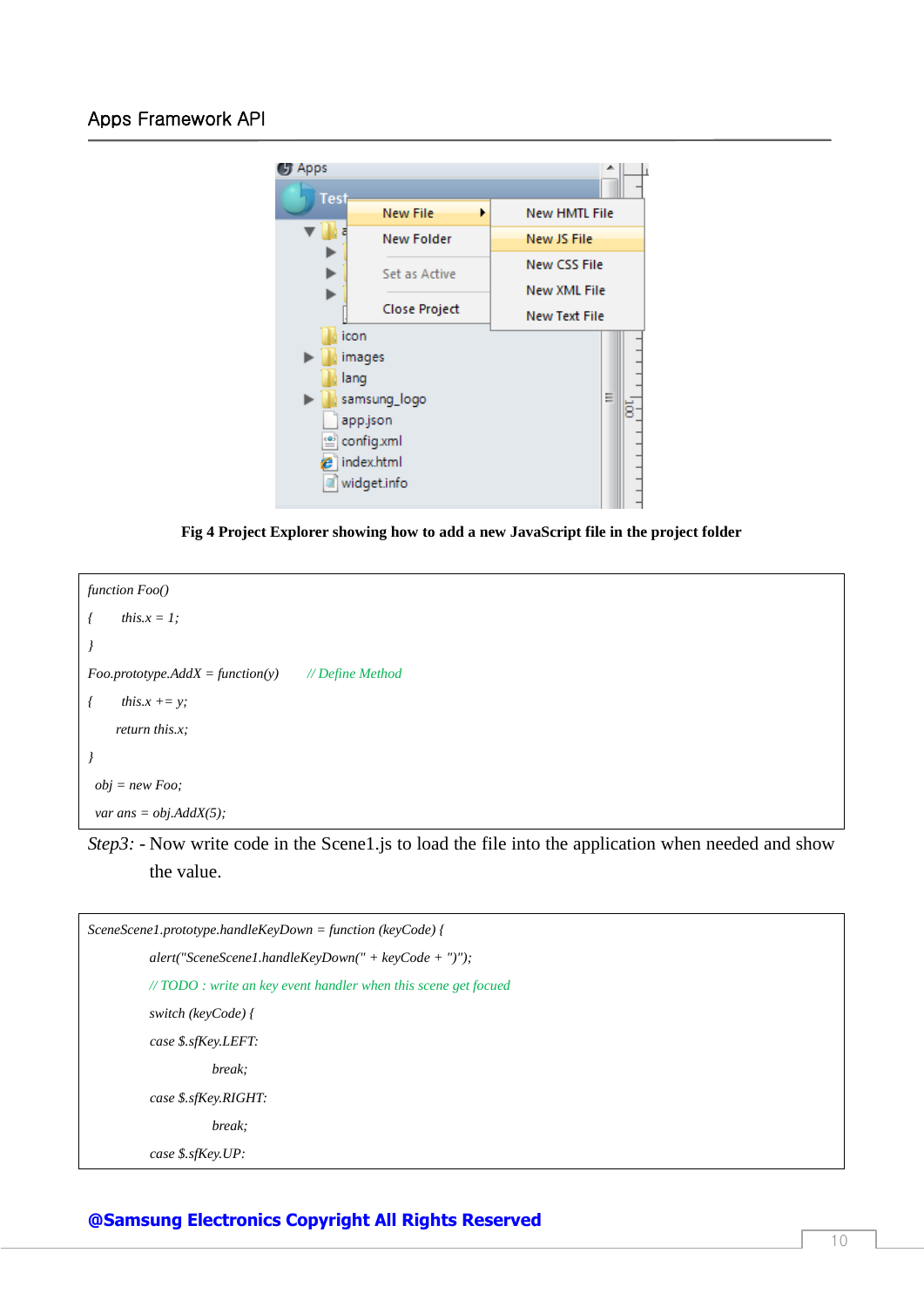Fig 4 Project Explorer showing how to add a new JavaScript file in the project folder

```
function Foo()
{       this.x = 1;
}
Foo.prototype.AddX = function(y)      // Define Method
{       this.x += y;
        return this.x;
}
 obj = new Foo;
 var ans = obj.AddX(5);
```

*Step3:* - Now write code in the Scene1.js to load the file into the application when needed and show the value.

```
SceneScene1.prototype.handleKeyDown = function (keyCode) {
        alert("SceneScene1.handleKeyDown(" + keyCode + ")");
        // TODO : write an key event handler when this scene get focued
        switch (keyCode) {
        case $.sfKey.LEFT:
                break;
        case $.sfKey.RIGHT:
                break;
        case $.sfKey.UP:
```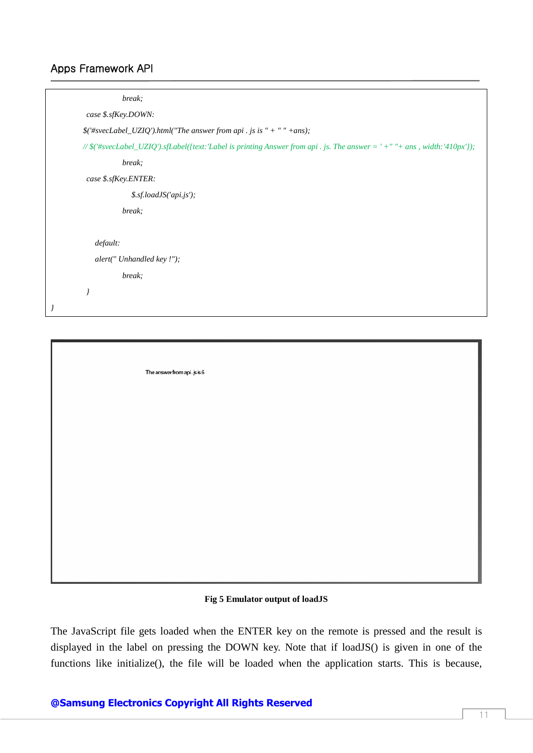```
                        break;
            case $.sfKey.DOWN:
          $('#svecLabel_UZIQ').html("The answer from api . js is " + " " +ans);
          // $('#svecLabel_UZIQ').sfLabel({text:'Label is printing Answer from api . js. The answer = ' +" "+ ans , width:'410px'});
                        break;
            case $.sfKey.ENTER:
                            $.sf.loadJS('api.js');
                        break;

              default:
              alert(" Unhandled key !");
                        break;
            }
}
```

The answer from api . js is 6

**Fig 5 Emulator output of loadJS**

The JavaScript file gets loaded when the ENTER key on the remote is pressed and the result is displayed in the label on pressing the DOWN key. Note that if loadJS() is given in one of the functions like initialize(), the file will be loaded when the application starts. This is because,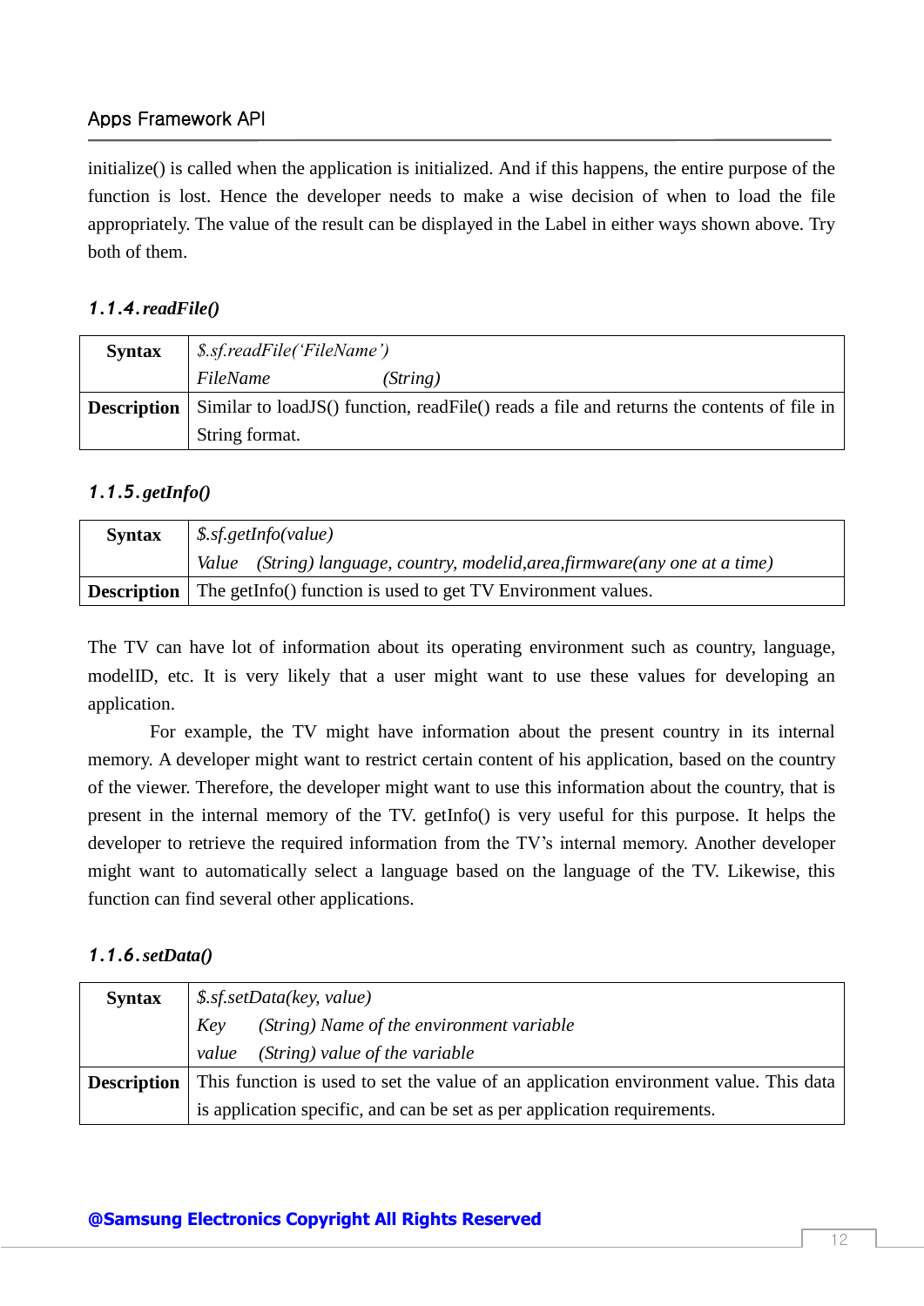initialize() is called when the application is initialized. And if this happens, the entire purpose of the function is lost. Hence the developer needs to make a wise decision of when to load the file appropriately. The value of the result can be displayed in the Label in either ways shown above. Try both of them.

### 1.1.4. readFile()

| **Syntax** | *$.sf.readFile('FileName')*<br>*FileName (String)* |
|---|---|
| **Description** | Similar to loadJS() function, readFile() reads a file and returns the contents of file in String format. |

### 1.1.5. getInfo()

| **Syntax** | *$.sf.getInfo(value)*<br>*Value (String) language, country, modelid,area,firmware(any one at a time)* |
|---|---|
| **Description** | The getInfo() function is used to get TV Environment values. |

The TV can have lot of information about its operating environment such as country, language, modelID, etc. It is very likely that a user might want to use these values for developing an application.

For example, the TV might have information about the present country in its internal memory. A developer might want to restrict certain content of his application, based on the country of the viewer. Therefore, the developer might want to use this information about the country, that is present in the internal memory of the TV. getInfo() is very useful for this purpose. It helps the developer to retrieve the required information from the TV's internal memory. Another developer might want to automatically select a language based on the language of the TV. Likewise, this function can find several other applications.

### 1.1.6. setData()

| **Syntax** | *$.sf.setData(key, value)*<br>*Key (String) Name of the environment variable*<br>*value (String) value of the variable* |
|---|---|
| **Description** | This function is used to set the value of an application environment value. This data is application specific, and can be set as per application requirements. |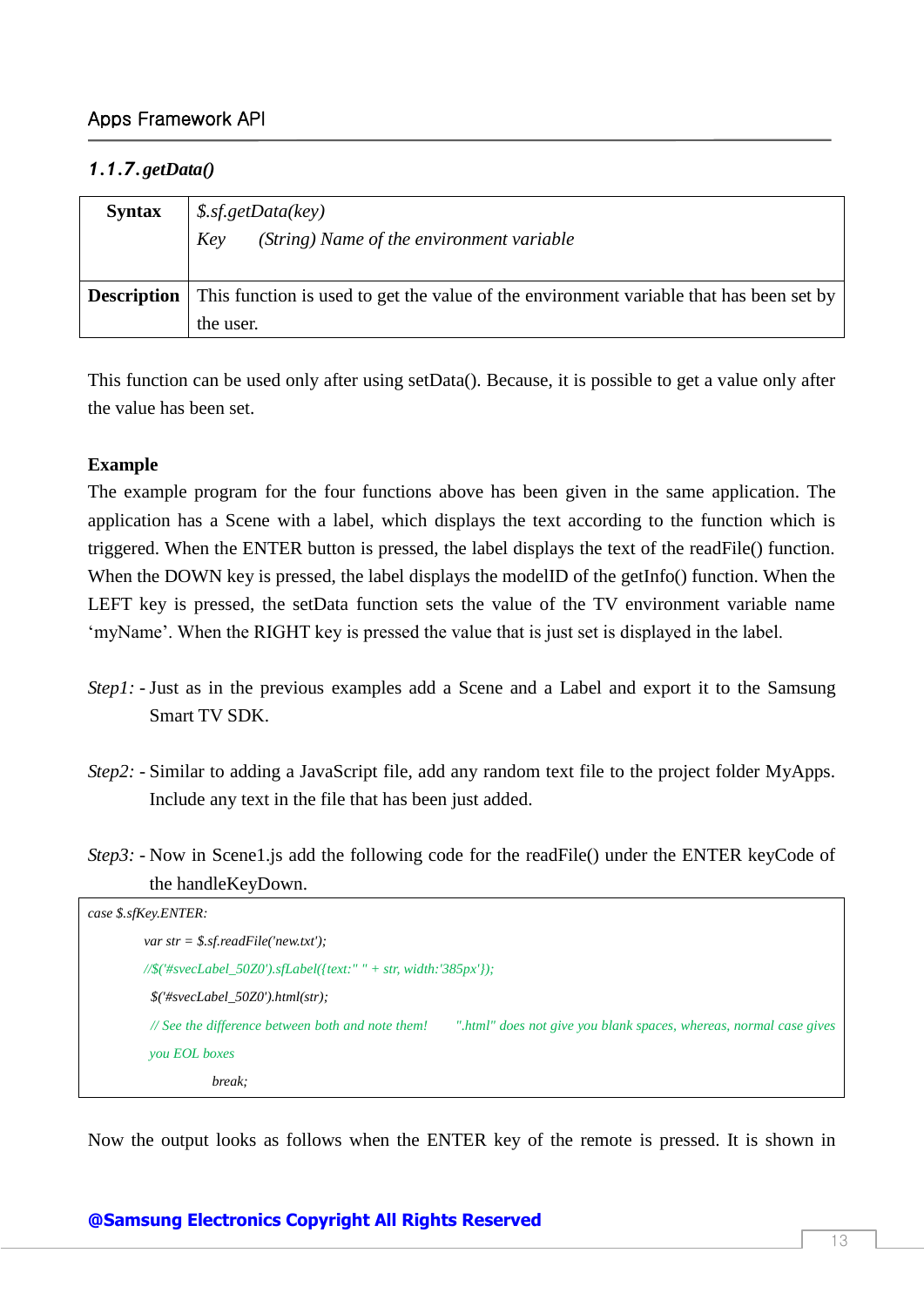### 1.1.7. getData()

| Syntax | $.sf.getData(key)<br>Key (String) Name of the environment variable |
|---|---|
| **Description** | This function is used to get the value of the environment variable that has been set by the user. |

This function can be used only after using setData(). Because, it is possible to get a value only after the value has been set.

**Example**

The example program for the four functions above has been given in the same application. The application has a Scene with a label, which displays the text according to the function which is triggered. When the ENTER button is pressed, the label displays the text of the readFile() function. When the DOWN key is pressed, the label displays the modelID of the getInfo() function. When the LEFT key is pressed, the setData function sets the value of the TV environment variable name 'myName'. When the RIGHT key is pressed the value that is just set is displayed in the label.

*Step1:* - Just as in the previous examples add a Scene and a Label and export it to the Samsung Smart TV SDK.

*Step2:* - Similar to adding a JavaScript file, add any random text file to the project folder MyApps. Include any text in the file that has been just added.

*Step3:* - Now in Scene1.js add the following code for the readFile() under the ENTER keyCode of the handleKeyDown.

```
case $.sfKey.ENTER:
        var str = $.sf.readFile('new.txt');
        //$('#svecLabel_50Z0').sfLabel({text:" " + str, width:'385px'});
         $('#svecLabel_50Z0').html(str);
         // See the difference between both and note them!     ".html" does not give you blank spaces, whereas, normal case gives
        you EOL boxes
                  break;
```

Now the output looks as follows when the ENTER key of the remote is pressed. It is shown in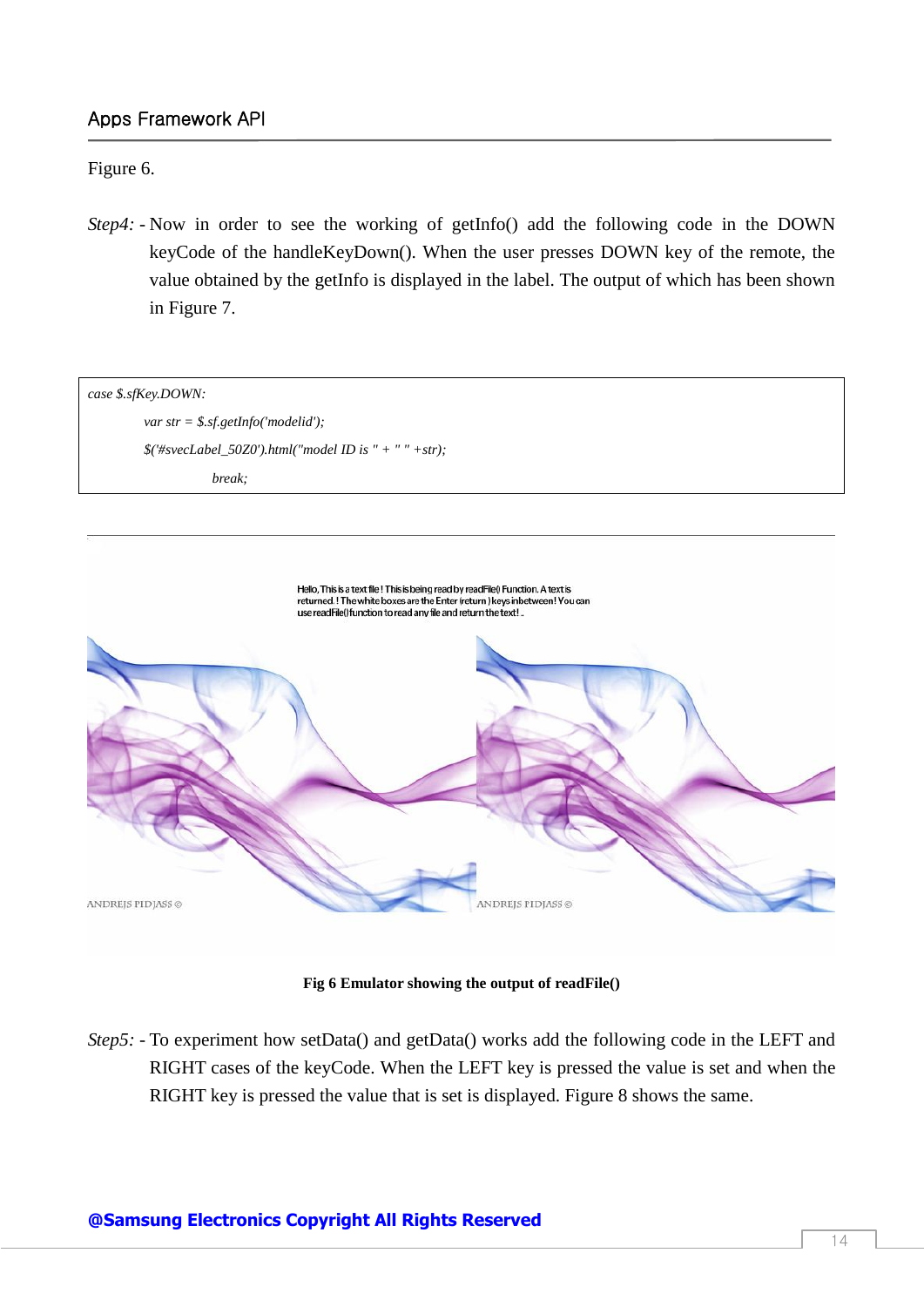Figure 6.

*Step4:* - Now in order to see the working of getInfo() add the following code in the DOWN keyCode of the handleKeyDown(). When the user presses DOWN key of the remote, the value obtained by the getInfo is displayed in the label. The output of which has been shown in Figure 7.

```
case $.sfKey.DOWN:
        var str = $.sf.getInfo('modelid');
        $('#svecLabel_50Z0').html("model ID is " + " " +str);
                break;
```

**Fig 6 Emulator showing the output of readFile()**

*Step5:* - To experiment how setData() and getData() works add the following code in the LEFT and RIGHT cases of the keyCode. When the LEFT key is pressed the value is set and when the RIGHT key is pressed the value that is set is displayed. Figure 8 shows the same.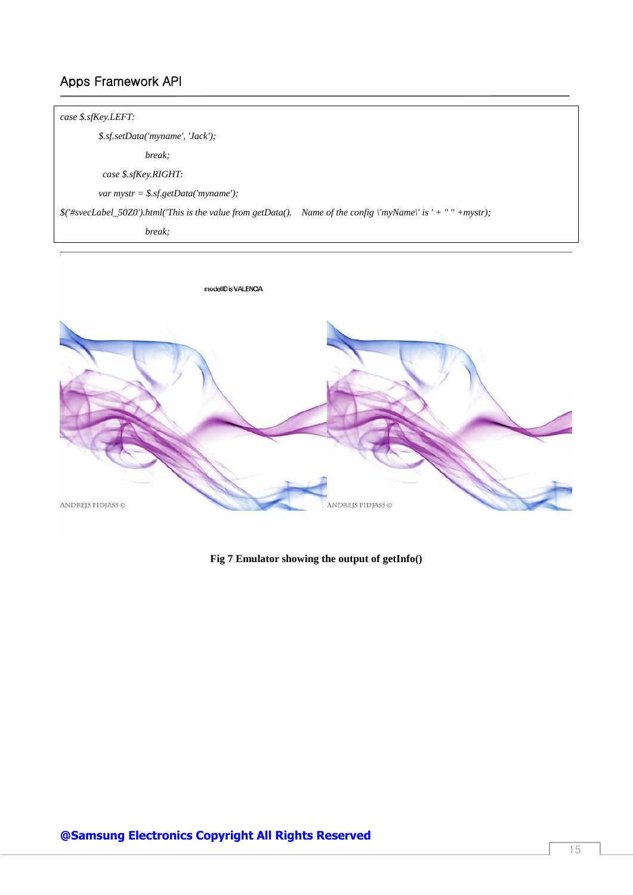```
case $.sfKey.LEFT:
        $.sf.setData('myname', 'Jack');
                break;
         case $.sfKey.RIGHT:
        var mystr = $.sf.getData('myname');
$('#svecLabel_50Z0').html('This is the value from getData().    Name of the config \'myName\' is ' + " " +mystr);
                break;
```

**Fig 7 Emulator showing the output of getInfo()**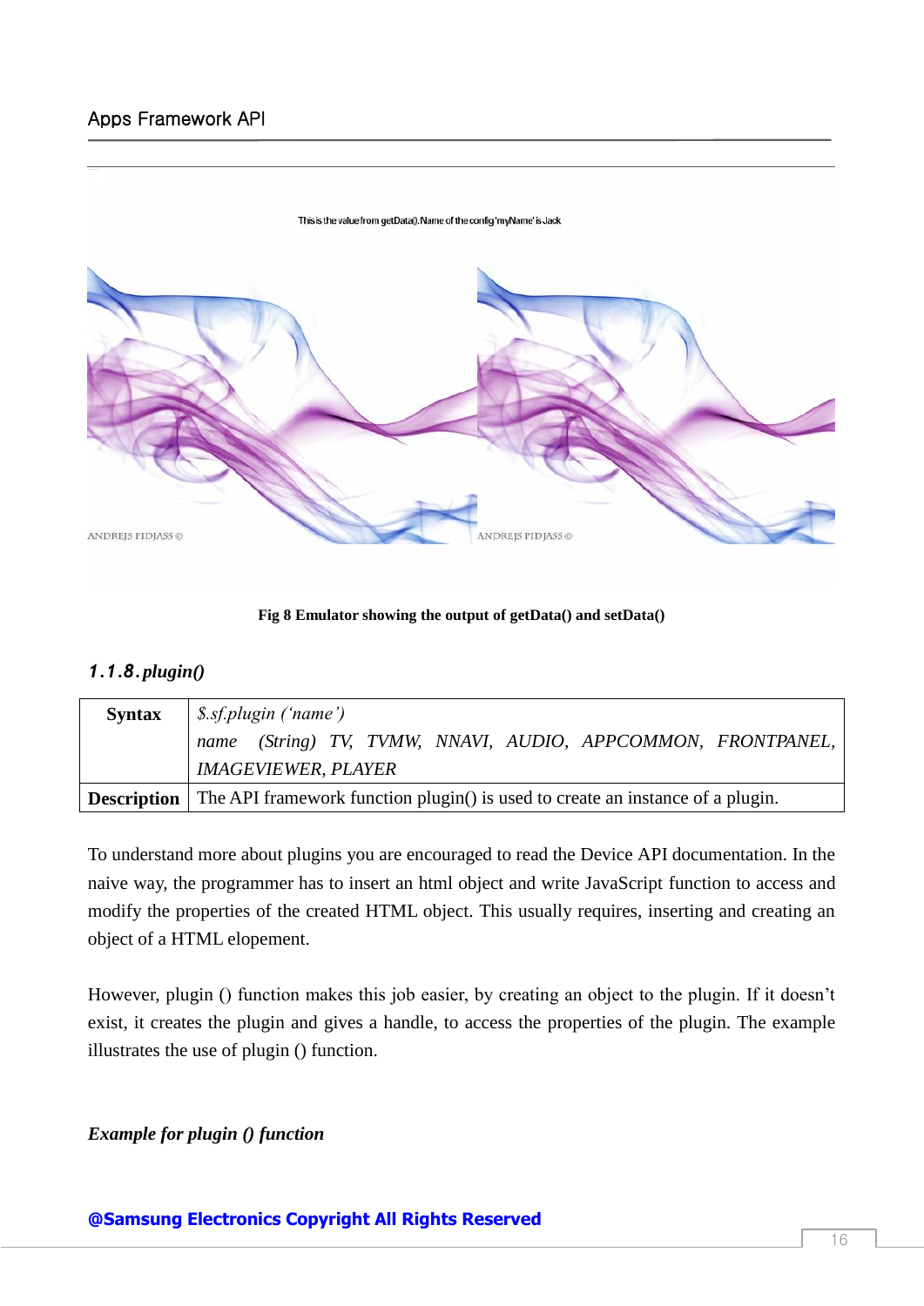Fig 8 Emulator showing the output of getData() and setData()

### *1.1.8. plugin()*

| Syntax | *$.sf.plugin ('name')* <br> *name (String) TV, TVMW, NNAVI, AUDIO, APPCOMMON, FRONTPANEL, IMAGEVIEWER, PLAYER* |
| --- | --- |
| **Description** | The API framework function plugin() is used to create an instance of a plugin. |

To understand more about plugins you are encouraged to read the Device API documentation. In the naive way, the programmer has to insert an html object and write JavaScript function to access and modify the properties of the created HTML object. This usually requires, inserting and creating an object of a HTML elopement.

However, plugin () function makes this job easier, by creating an object to the plugin. If it doesn't exist, it creates the plugin and gives a handle, to access the properties of the plugin. The example illustrates the use of plugin () function.

***Example for plugin () function***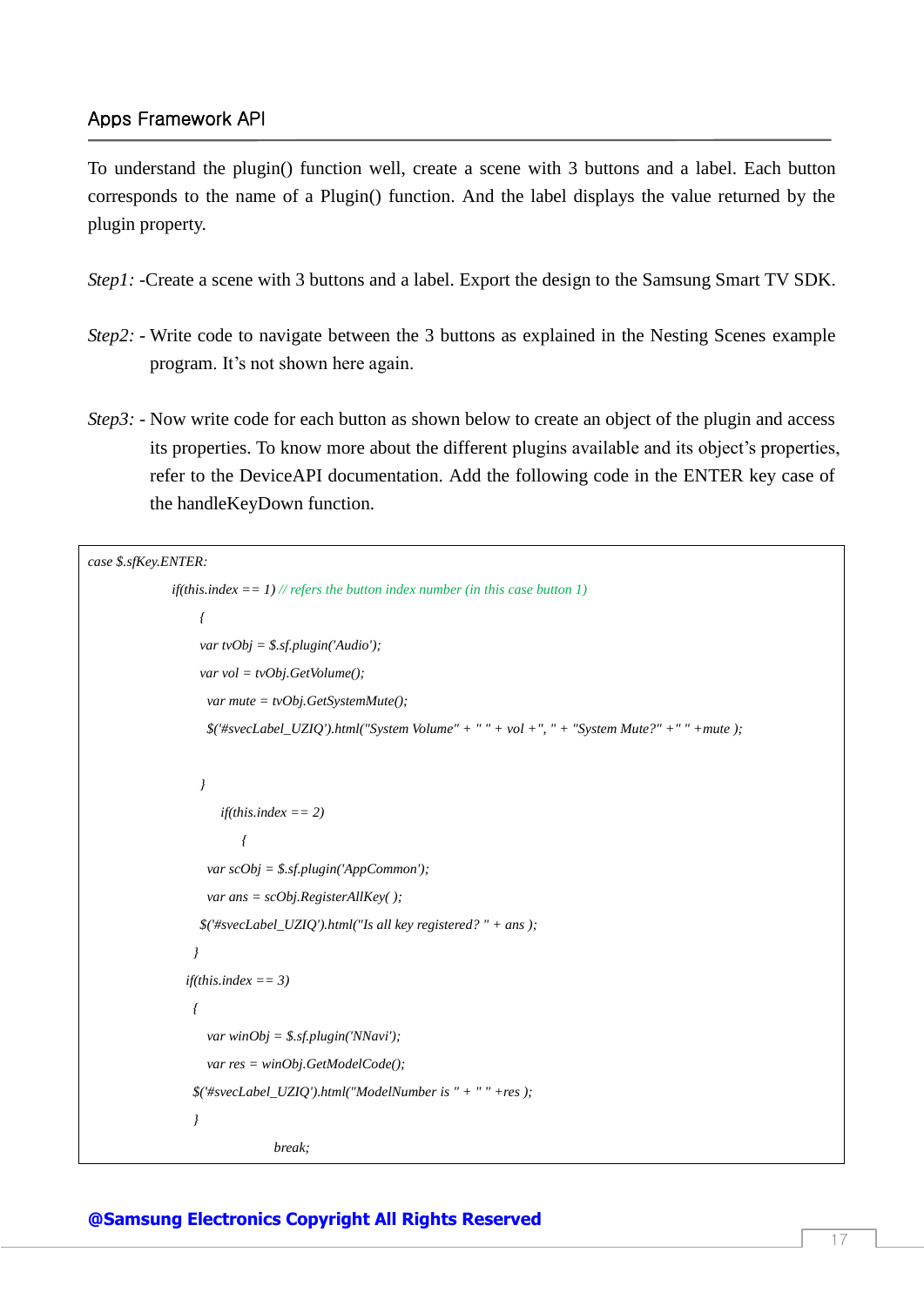To understand the plugin() function well, create a scene with 3 buttons and a label. Each button corresponds to the name of a Plugin() function. And the label displays the value returned by the plugin property.

*Step1:* -Create a scene with 3 buttons and a label. Export the design to the Samsung Smart TV SDK.

*Step2:* - Write code to navigate between the 3 buttons as explained in the Nesting Scenes example program. It's not shown here again.

*Step3:* - Now write code for each button as shown below to create an object of the plugin and access its properties. To know more about the different plugins available and its object's properties, refer to the DeviceAPI documentation. Add the following code in the ENTER key case of the handleKeyDown function.

```
case $.sfKey.ENTER:
        if(this.index == 1) // refers the button index number (in this case button 1)
            {
            var tvObj = $.sf.plugin('Audio');
            var vol = tvObj.GetVolume();
             var mute = tvObj.GetSystemMute();
             $('#svecLabel_UZIQ').html("System Volume" + " " + vol +", " + "System Mute?" +" " +mute );


            }
                if(this.index == 2)
                    {
             var scObj = $.sf.plugin('AppCommon');
             var ans = scObj.RegisterAllKey( );
            $('#svecLabel_UZIQ').html("Is all key registered? " + ans );
           }
          if(this.index == 3)
           {
             var winObj = $.sf.plugin('NNavi');
             var res = winObj.GetModelCode();
           $('#svecLabel_UZIQ').html("ModelNumber is " + " " +res );
           }
                          break;
```

**@Samsung Electronics Copyright All Rights Reserved**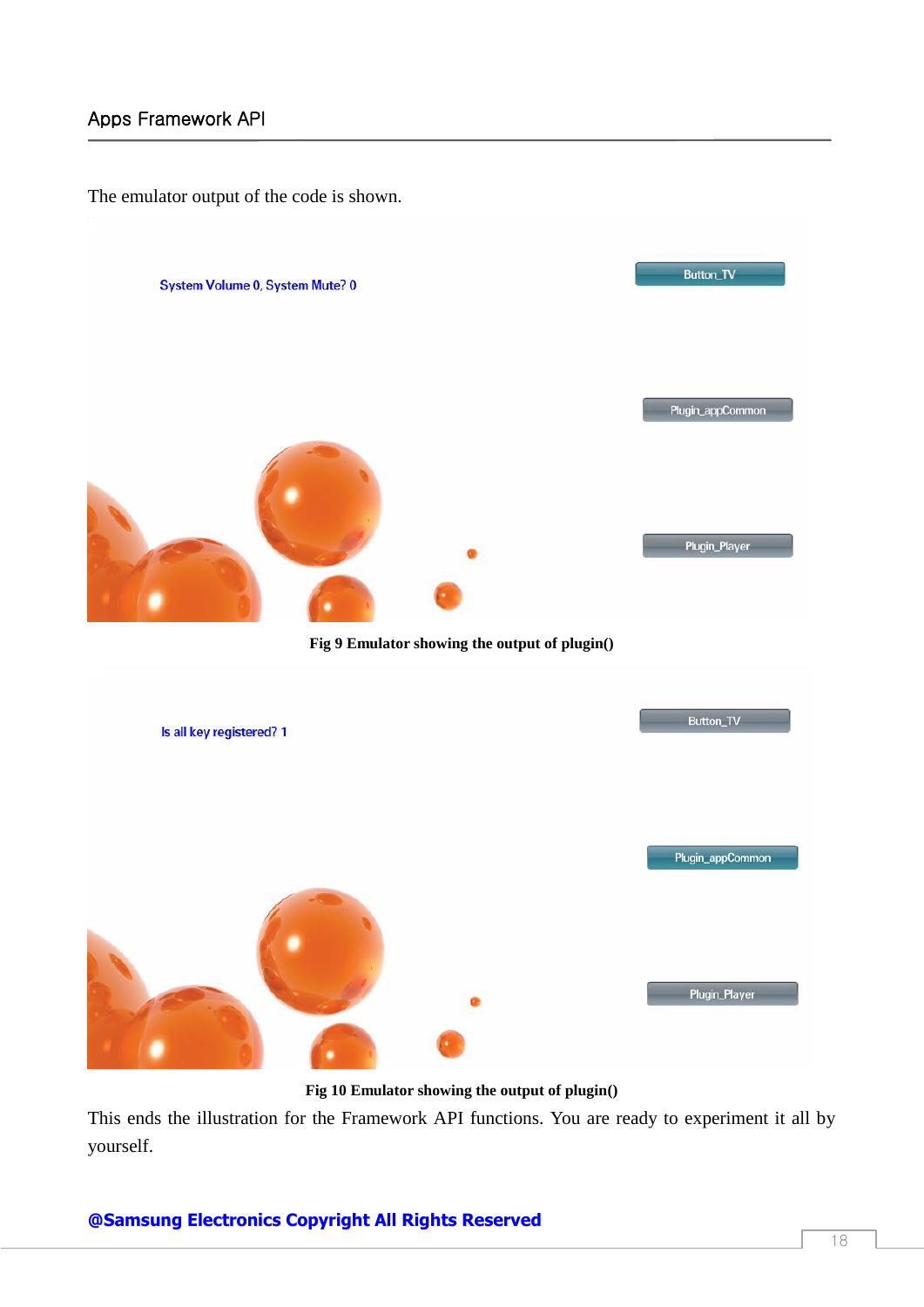The emulator output of the code is shown.

Fig 9 Emulator showing the output of plugin()

Fig 10 Emulator showing the output of plugin()

This ends the illustration for the Framework API functions. You are ready to experiment it all by yourself.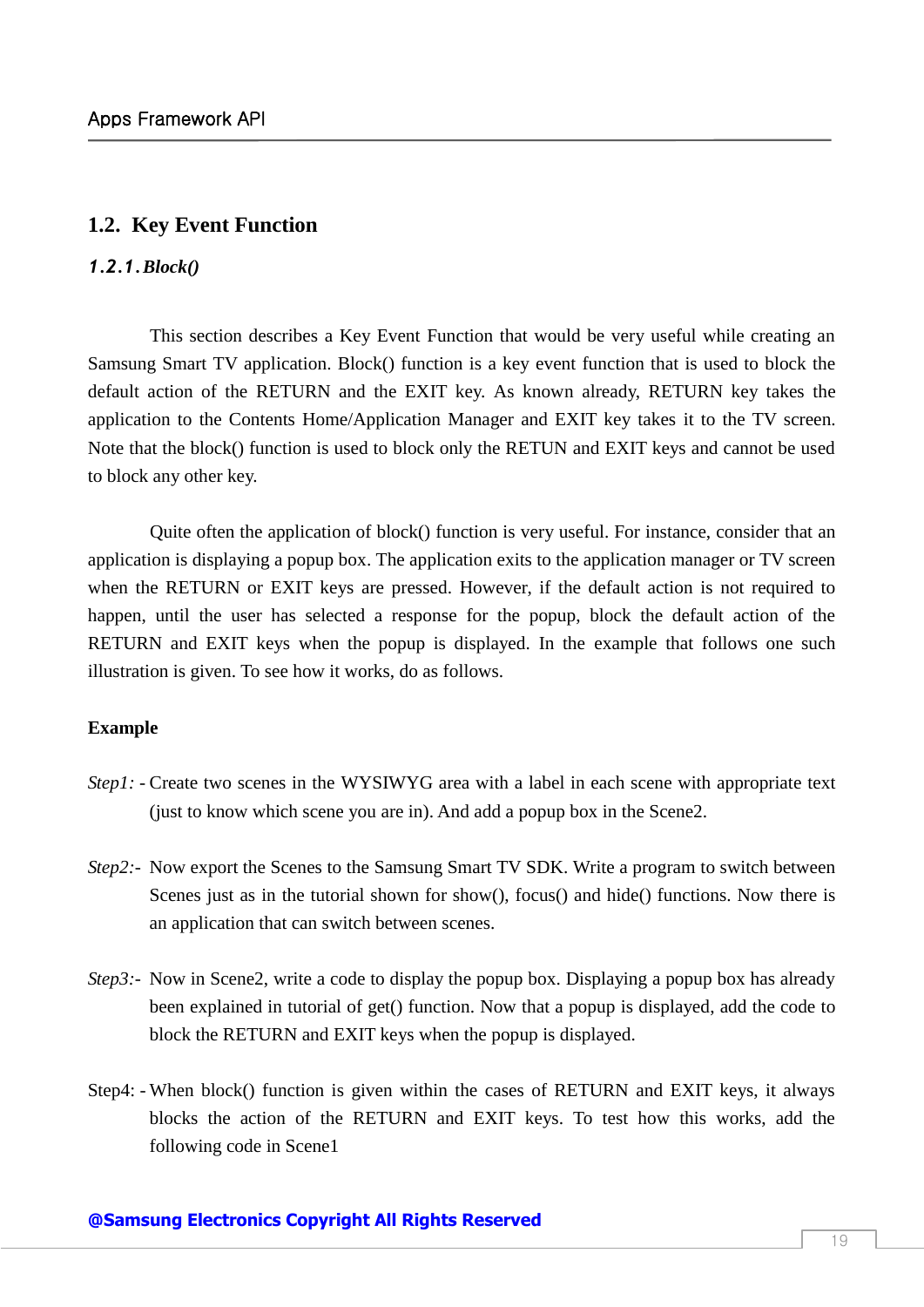## 1.2. Key Event Function

### *1.2.1. Block()*

This section describes a Key Event Function that would be very useful while creating an Samsung Smart TV application. Block() function is a key event function that is used to block the default action of the RETURN and the EXIT key. As known already, RETURN key takes the application to the Contents Home/Application Manager and EXIT key takes it to the TV screen. Note that the block() function is used to block only the RETUN and EXIT keys and cannot be used to block any other key.

Quite often the application of block() function is very useful. For instance, consider that an application is displaying a popup box. The application exits to the application manager or TV screen when the RETURN or EXIT keys are pressed. However, if the default action is not required to happen, until the user has selected a response for the popup, block the default action of the RETURN and EXIT keys when the popup is displayed. In the example that follows one such illustration is given. To see how it works, do as follows.

**Example**

*Step1:* - Create two scenes in the WYSIWYG area with a label in each scene with appropriate text (just to know which scene you are in). And add a popup box in the Scene2.

*Step2:*- Now export the Scenes to the Samsung Smart TV SDK. Write a program to switch between Scenes just as in the tutorial shown for show(), focus() and hide() functions. Now there is an application that can switch between scenes.

*Step3:*- Now in Scene2, write a code to display the popup box. Displaying a popup box has already been explained in tutorial of get() function. Now that a popup is displayed, add the code to block the RETURN and EXIT keys when the popup is displayed.

Step4: - When block() function is given within the cases of RETURN and EXIT keys, it always blocks the action of the RETURN and EXIT keys. To test how this works, add the following code in Scene1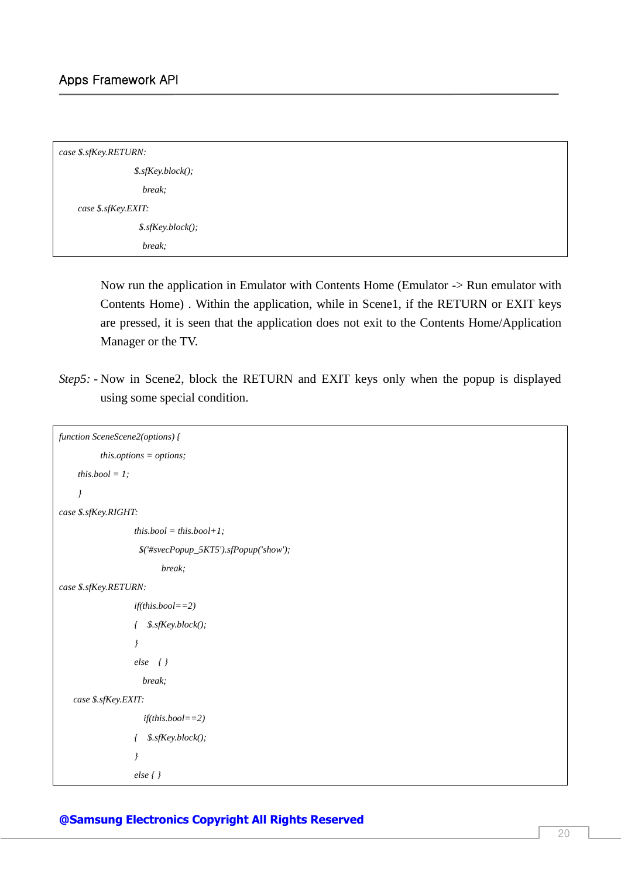```
case $.sfKey.RETURN:
                    $.sfKey.block();
                      break;
    case $.sfKey.EXIT:
                     $.sfKey.block();
                      break;
```

Now run the application in Emulator with Contents Home (Emulator -> Run emulator with Contents Home) . Within the application, while in Scene1, if the RETURN or EXIT keys are pressed, it is seen that the application does not exit to the Contents Home/Application Manager or the TV.

*Step5:* - Now in Scene2, block the RETURN and EXIT keys only when the popup is displayed using some special condition.

```
function SceneScene2(options) {
            this.options = options;
    this.bool = 1;
    }
case $.sfKey.RIGHT:
                    this.bool = this.bool+1;
                     $('#svecPopup_5KT5').sfPopup('show');
                          break;
case $.sfKey.RETURN:
                    if(this.bool==2)
                    {   $.sfKey.block();
                    }
                    else   { }
                      break;
   case $.sfKey.EXIT:
                      if(this.bool==2)
                    {   $.sfKey.block();
                    }
                    else { }
```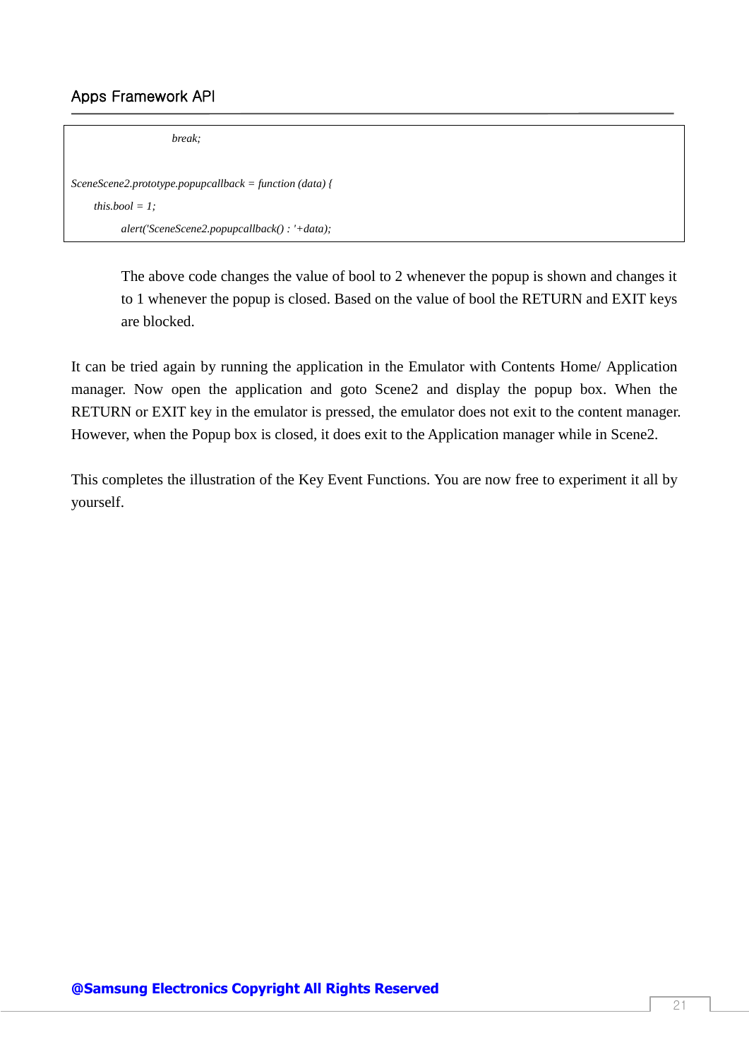```
break;

SceneScene2.prototype.popupcallback = function (data) {
    this.bool = 1;
        alert('SceneScene2.popupcallback() : '+data);
```

The above code changes the value of bool to 2 whenever the popup is shown and changes it to 1 whenever the popup is closed. Based on the value of bool the RETURN and EXIT keys are blocked.

It can be tried again by running the application in the Emulator with Contents Home/ Application manager. Now open the application and goto Scene2 and display the popup box. When the RETURN or EXIT key in the emulator is pressed, the emulator does not exit to the content manager. However, when the Popup box is closed, it does exit to the Application manager while in Scene2.

This completes the illustration of the Key Event Functions. You are now free to experiment it all by yourself.